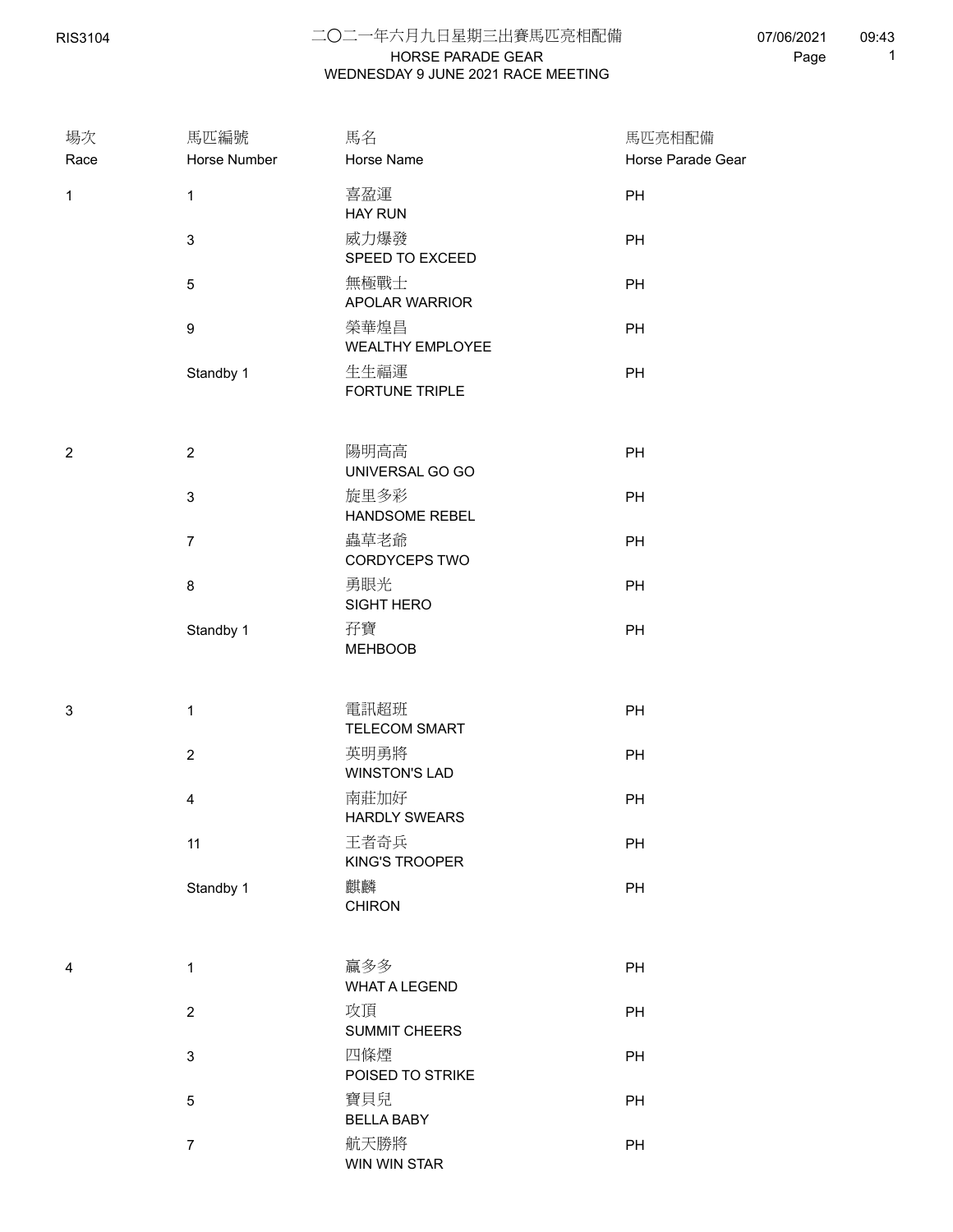# 二〇二一年六月九日星期三出賽馬匹亮相配備

## HORSE PARADE GEAR

## WEDNESDAY 9 JUNE 2021 RACE MEETING

| 場次<br>Race | 馬匹編號<br>Horse Number | 馬名<br>Horse Name | 馬匹亮相配備<br>Horse Parade Gear |
|---|---|---|---|
| 1 | 1 | 喜盈運<br>HAY RUN | PH |
| | 3 | 威力爆發<br>SPEED TO EXCEED | PH |
| | 5 | 無極戰士<br>APOLAR WARRIOR | PH |
| | 9 | 榮華煌昌<br>WEALTHY EMPLOYEE | PH |
| | Standby 1 | 生生福運<br>FORTUNE TRIPLE | PH |
| 2 | 2 | 陽明高高<br>UNIVERSAL GO GO | PH |
| | 3 | 旋里多彩<br>HANDSOME REBEL | PH |
| | 7 | 蟲草老爺<br>CORDYCEPS TWO | PH |
| | 8 | 勇眼光<br>SIGHT HERO | PH |
| | Standby 1 | 孖寶<br>MEHBOOB | PH |
| 3 | 1 | 電訊超班<br>TELECOM SMART | PH |
| | 2 | 英明勇將<br>WINSTON'S LAD | PH |
| | 4 | 南莊加好<br>HARDLY SWEARS | PH |
| | 11 | 王者奇兵<br>KING'S TROOPER | PH |
| | Standby 1 | 麒麟<br>CHIRON | PH |
| 4 | 1 | 贏多多<br>WHAT A LEGEND | PH |
| | 2 | 攻頂<br>SUMMIT CHEERS | PH |
| | 3 | 四條煙<br>POISED TO STRIKE | PH |
| | 5 | 寶貝兒<br>BELLA BABY | PH |
| | 7 | 航天勝將<br>WIN WIN STAR | PH |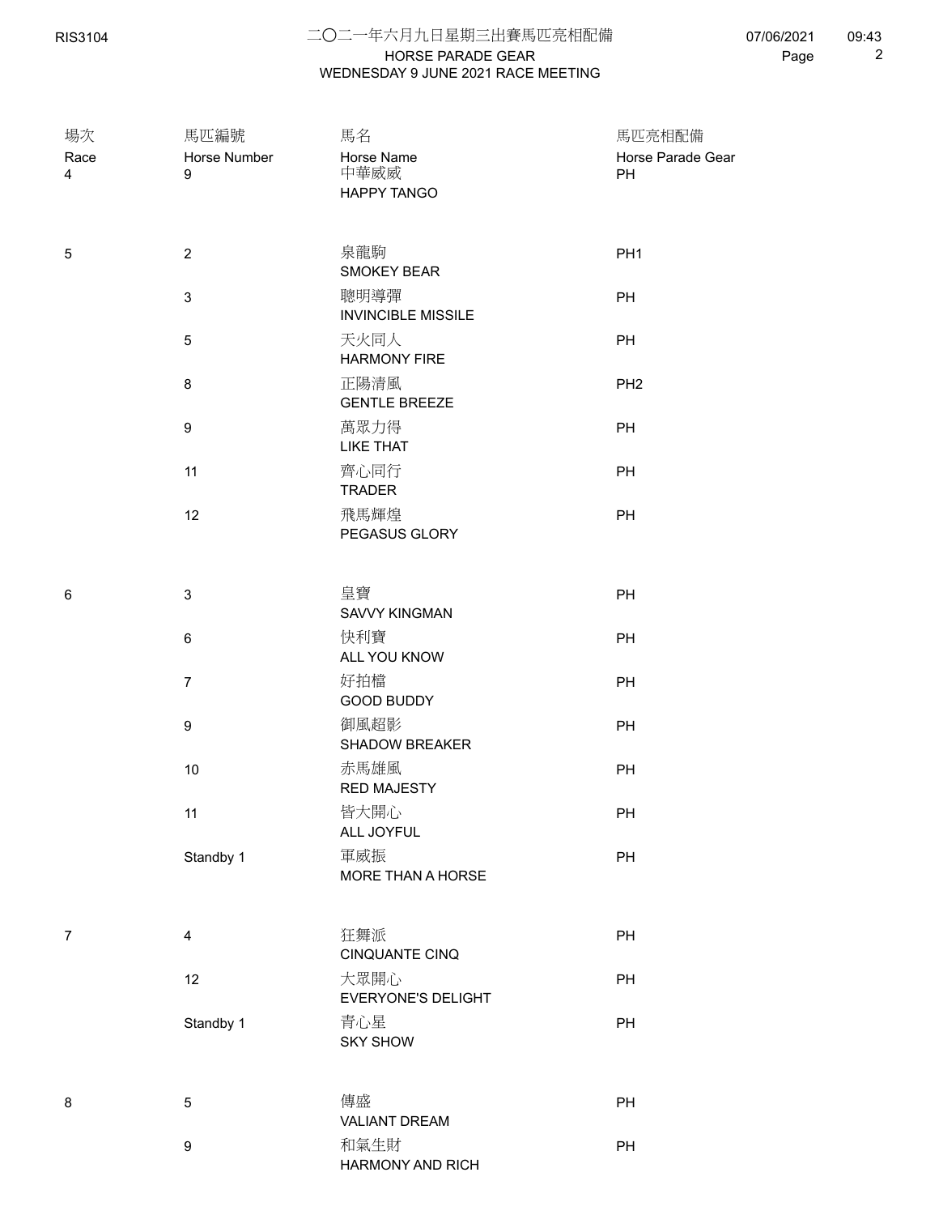## 二〇二一年六月九日星期三出賽馬匹亮相配備
## HORSE PARADE GEAR
## WEDNESDAY 9 JUNE 2021 RACE MEETING

| 場次 Race | 馬匹編號 Horse Number | 馬名 Horse Name | 馬匹亮相配備 Horse Parade Gear |
|---|---|---|---|
| 4 | 9 | 中華威威 HAPPY TANGO | PH |
| 5 | 2 | 泉龍駒 SMOKEY BEAR | PH1 |
| | 3 | 聰明導彈 INVINCIBLE MISSILE | PH |
| | 5 | 天火同人 HARMONY FIRE | PH |
| | 8 | 正陽清風 GENTLE BREEZE | PH2 |
| | 9 | 萬眾力得 LIKE THAT | PH |
| | 11 | 齊心同行 TRADER | PH |
| | 12 | 飛馬輝煌 PEGASUS GLORY | PH |
| 6 | 3 | 皇寶 SAVVY KINGMAN | PH |
| | 6 | 快利寶 ALL YOU KNOW | PH |
| | 7 | 好拍檔 GOOD BUDDY | PH |
| | 9 | 御風超影 SHADOW BREAKER | PH |
| | 10 | 赤馬雄風 RED MAJESTY | PH |
| | 11 | 皆大開心 ALL JOYFUL | PH |
| | Standby 1 | 軍威振 MORE THAN A HORSE | PH |
| 7 | 4 | 狂舞派 CINQUANTE CINQ | PH |
| | 12 | 大眾開心 EVERYONE'S DELIGHT | PH |
| | Standby 1 | 青心星 SKY SHOW | PH |
| 8 | 5 | 傳盛 VALIANT DREAM | PH |
| | 9 | 和氣生財 HARMONY AND RICH | PH |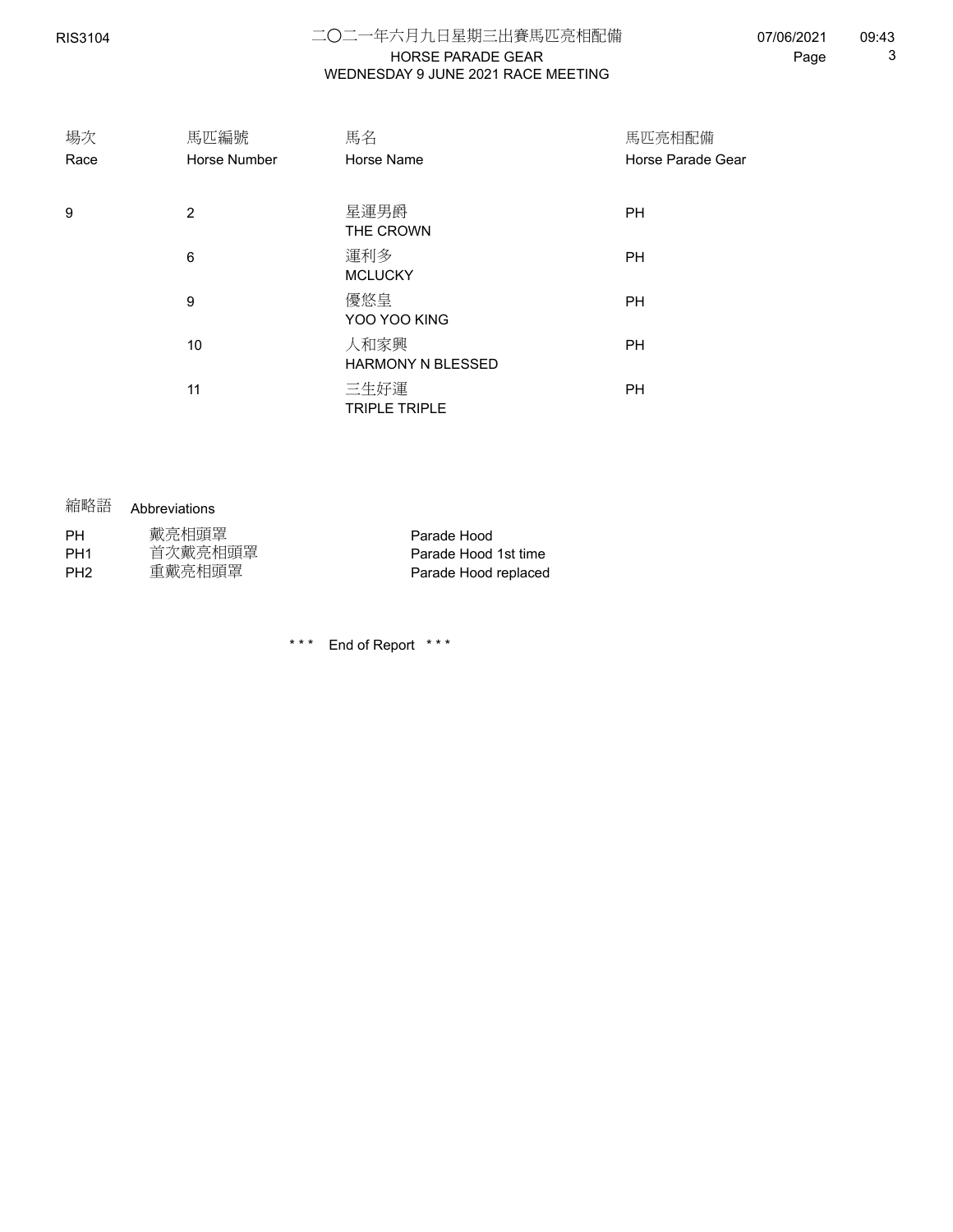# 二〇二一年六月九日星期三出賽馬匹亮相配備

## HORSE PARADE GEAR
## WEDNESDAY 9 JUNE 2021 RACE MEETING

| 場次<br>Race | 馬匹編號<br>Horse Number | 馬名<br>Horse Name | 馬匹亮相配備<br>Horse Parade Gear |
|---|---|---|---|
| 9 | 2 | 星運男爵<br>THE CROWN | PH |
| | 6 | 運利多<br>MCLUCKY | PH |
| | 9 | 優悠皇<br>YOO YOO KING | PH |
| | 10 | 人和家興<br>HARMONY N BLESSED | PH |
| | 11 | 三生好運<br>TRIPLE TRIPLE | PH |

縮略語 Abbreviations

| | | |
|---|---|---|
| PH | 戴亮相頭罩 | Parade Hood |
| PH1 | 首次戴亮相頭罩 | Parade Hood 1st time |
| PH2 | 重戴亮相頭罩 | Parade Hood replaced |

*** End of Report ***